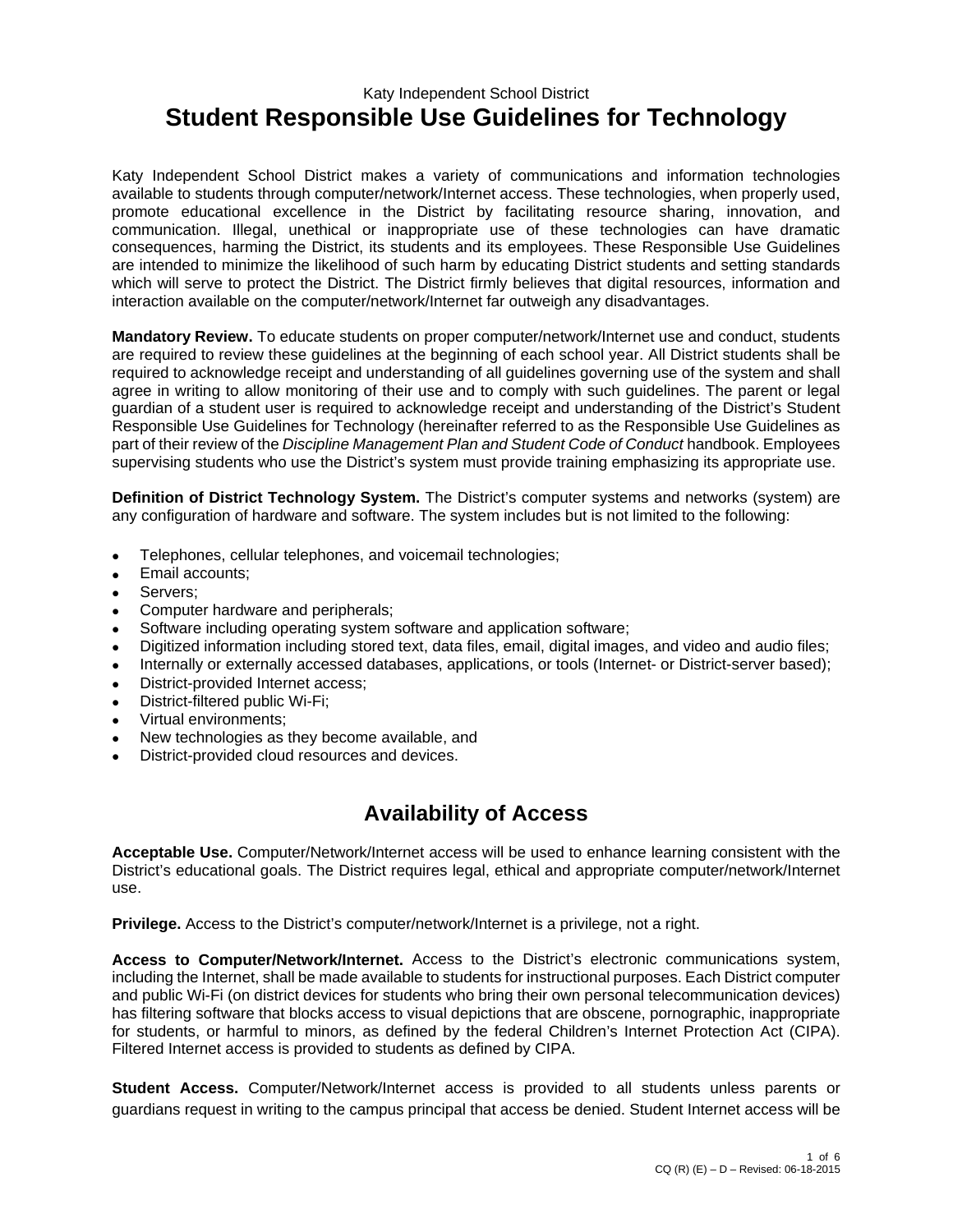Katy Independent School District

# Student Responsible Use Guidelines for Technology

Katy Independent School District makes a variety of communications and information technologies available to students through computer/network/Internet access. These technologies, when properly used, promote educational excellence in the District by facilitating resource sharing, innovation, and communication. Illegal, unethical or inappropriate use of these technologies can have dramatic consequences, harming the District, its students and its employees. These Responsible Use Guidelines are intended to minimize the likelihood of such harm by educating District students and setting standards which will serve to protect the District. The District firmly believes that digital resources, information and interaction available on the computer/network/Internet far outweigh any disadvantages.

**Mandatory Review.** To educate students on proper computer/network/Internet use and conduct, students are required to review these guidelines at the beginning of each school year. All District students shall be required to acknowledge receipt and understanding of all guidelines governing use of the system and shall agree in writing to allow monitoring of their use and to comply with such guidelines. The parent or legal guardian of a student user is required to acknowledge receipt and understanding of the District's Student Responsible Use Guidelines for Technology (hereinafter referred to as the Responsible Use Guidelines as part of their review of the *Discipline Management Plan and Student Code of Conduct* handbook. Employees supervising students who use the District's system must provide training emphasizing its appropriate use.

**Definition of District Technology System.** The District's computer systems and networks (system) are any configuration of hardware and software. The system includes but is not limited to the following:

- Telephones, cellular telephones, and voicemail technologies;
- Email accounts;
- Servers;
- Computer hardware and peripherals;
- Software including operating system software and application software;
- Digitized information including stored text, data files, email, digital images, and video and audio files;
- Internally or externally accessed databases, applications, or tools (Internet- or District-server based);
- District-provided Internet access;
- District-filtered public Wi-Fi;
- Virtual environments;
- New technologies as they become available, and
- District-provided cloud resources and devices.

## Availability of Access

**Acceptable Use.** Computer/Network/Internet access will be used to enhance learning consistent with the District's educational goals. The District requires legal, ethical and appropriate computer/network/Internet use.

**Privilege.** Access to the District's computer/network/Internet is a privilege, not a right.

**Access to Computer/Network/Internet.** Access to the District's electronic communications system, including the Internet, shall be made available to students for instructional purposes. Each District computer and public Wi-Fi (on district devices for students who bring their own personal telecommunication devices) has filtering software that blocks access to visual depictions that are obscene, pornographic, inappropriate for students, or harmful to minors, as defined by the federal Children's Internet Protection Act (CIPA). Filtered Internet access is provided to students as defined by CIPA.

**Student Access.** Computer/Network/Internet access is provided to all students unless parents or guardians request in writing to the campus principal that access be denied. Student Internet access will be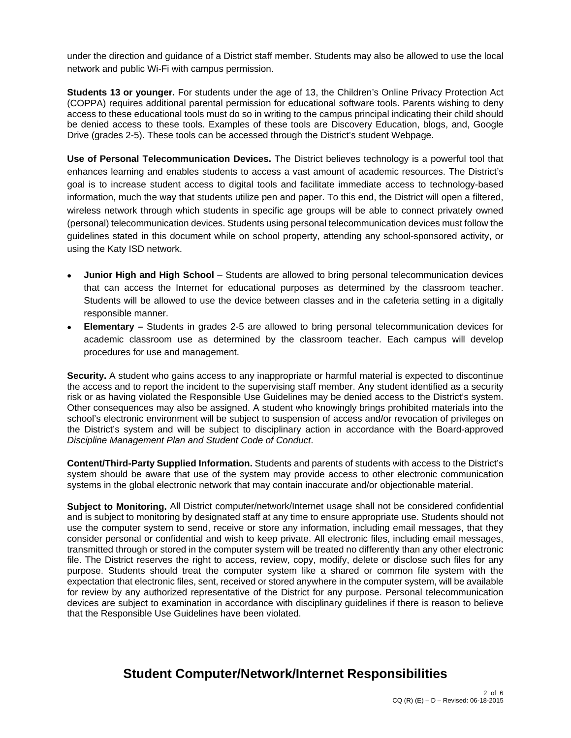under the direction and guidance of a District staff member. Students may also be allowed to use the local network and public Wi-Fi with campus permission.

**Students 13 or younger.** For students under the age of 13, the Children's Online Privacy Protection Act (COPPA) requires additional parental permission for educational software tools. Parents wishing to deny access to these educational tools must do so in writing to the campus principal indicating their child should be denied access to these tools. Examples of these tools are Discovery Education, blogs, and, Google Drive (grades 2-5). These tools can be accessed through the District's student Webpage.

**Use of Personal Telecommunication Devices.** The District believes technology is a powerful tool that enhances learning and enables students to access a vast amount of academic resources. The District's goal is to increase student access to digital tools and facilitate immediate access to technology-based information, much the way that students utilize pen and paper. To this end, the District will open a filtered, wireless network through which students in specific age groups will be able to connect privately owned (personal) telecommunication devices. Students using personal telecommunication devices must follow the guidelines stated in this document while on school property, attending any school-sponsored activity, or using the Katy ISD network.

- **Junior High and High School** – Students are allowed to bring personal telecommunication devices that can access the Internet for educational purposes as determined by the classroom teacher. Students will be allowed to use the device between classes and in the cafeteria setting in a digitally responsible manner.
- **Elementary –** Students in grades 2-5 are allowed to bring personal telecommunication devices for academic classroom use as determined by the classroom teacher. Each campus will develop procedures for use and management.

**Security.** A student who gains access to any inappropriate or harmful material is expected to discontinue the access and to report the incident to the supervising staff member. Any student identified as a security risk or as having violated the Responsible Use Guidelines may be denied access to the District's system. Other consequences may also be assigned. A student who knowingly brings prohibited materials into the school's electronic environment will be subject to suspension of access and/or revocation of privileges on the District's system and will be subject to disciplinary action in accordance with the Board-approved *Discipline Management Plan and Student Code of Conduct*.

**Content/Third-Party Supplied Information.** Students and parents of students with access to the District's system should be aware that use of the system may provide access to other electronic communication systems in the global electronic network that may contain inaccurate and/or objectionable material.

**Subject to Monitoring.** All District computer/network/Internet usage shall not be considered confidential and is subject to monitoring by designated staff at any time to ensure appropriate use. Students should not use the computer system to send, receive or store any information, including email messages, that they consider personal or confidential and wish to keep private. All electronic files, including email messages, transmitted through or stored in the computer system will be treated no differently than any other electronic file. The District reserves the right to access, review, copy, modify, delete or disclose such files for any purpose. Students should treat the computer system like a shared or common file system with the expectation that electronic files, sent, received or stored anywhere in the computer system, will be available for review by any authorized representative of the District for any purpose. Personal telecommunication devices are subject to examination in accordance with disciplinary guidelines if there is reason to believe that the Responsible Use Guidelines have been violated.

## Student Computer/Network/Internet Responsibilities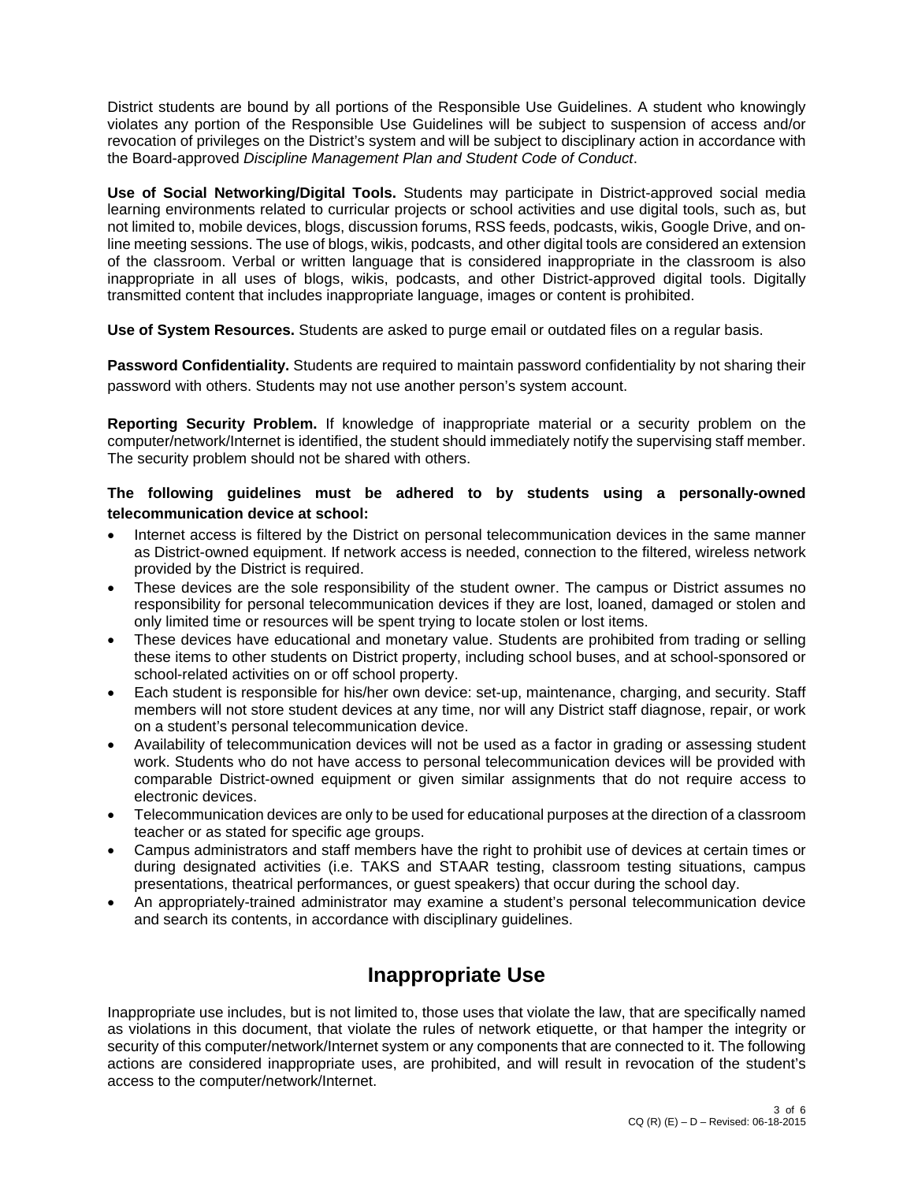District students are bound by all portions of the Responsible Use Guidelines. A student who knowingly violates any portion of the Responsible Use Guidelines will be subject to suspension of access and/or revocation of privileges on the District's system and will be subject to disciplinary action in accordance with the Board-approved *Discipline Management Plan and Student Code of Conduct*.

**Use of Social Networking/Digital Tools.** Students may participate in District-approved social media learning environments related to curricular projects or school activities and use digital tools, such as, but not limited to, mobile devices, blogs, discussion forums, RSS feeds, podcasts, wikis, Google Drive, and on-line meeting sessions. The use of blogs, wikis, podcasts, and other digital tools are considered an extension of the classroom. Verbal or written language that is considered inappropriate in the classroom is also inappropriate in all uses of blogs, wikis, podcasts, and other District-approved digital tools. Digitally transmitted content that includes inappropriate language, images or content is prohibited.

**Use of System Resources.** Students are asked to purge email or outdated files on a regular basis.

**Password Confidentiality.** Students are required to maintain password confidentiality by not sharing their password with others. Students may not use another person's system account.

**Reporting Security Problem.** If knowledge of inappropriate material or a security problem on the computer/network/Internet is identified, the student should immediately notify the supervising staff member. The security problem should not be shared with others.

**The following guidelines must be adhered to by students using a personally-owned telecommunication device at school:**

- Internet access is filtered by the District on personal telecommunication devices in the same manner as District-owned equipment. If network access is needed, connection to the filtered, wireless network provided by the District is required.
- These devices are the sole responsibility of the student owner. The campus or District assumes no responsibility for personal telecommunication devices if they are lost, loaned, damaged or stolen and only limited time or resources will be spent trying to locate stolen or lost items.
- These devices have educational and monetary value. Students are prohibited from trading or selling these items to other students on District property, including school buses, and at school-sponsored or school-related activities on or off school property.
- Each student is responsible for his/her own device: set-up, maintenance, charging, and security. Staff members will not store student devices at any time, nor will any District staff diagnose, repair, or work on a student's personal telecommunication device.
- Availability of telecommunication devices will not be used as a factor in grading or assessing student work. Students who do not have access to personal telecommunication devices will be provided with comparable District-owned equipment or given similar assignments that do not require access to electronic devices.
- Telecommunication devices are only to be used for educational purposes at the direction of a classroom teacher or as stated for specific age groups.
- Campus administrators and staff members have the right to prohibit use of devices at certain times or during designated activities (i.e. TAKS and STAAR testing, classroom testing situations, campus presentations, theatrical performances, or guest speakers) that occur during the school day.
- An appropriately-trained administrator may examine a student's personal telecommunication device and search its contents, in accordance with disciplinary guidelines.

# Inappropriate Use

Inappropriate use includes, but is not limited to, those uses that violate the law, that are specifically named as violations in this document, that violate the rules of network etiquette, or that hamper the integrity or security of this computer/network/Internet system or any components that are connected to it. The following actions are considered inappropriate uses, are prohibited, and will result in revocation of the student's access to the computer/network/Internet.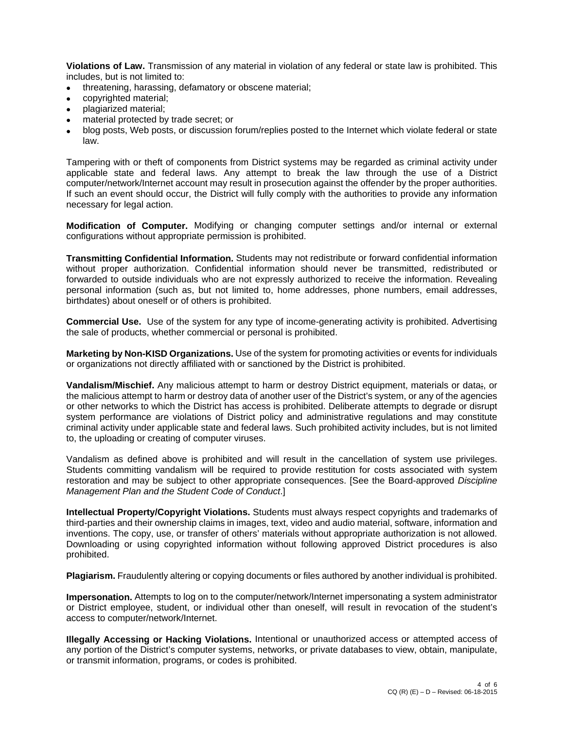**Violations of Law.** Transmission of any material in violation of any federal or state law is prohibited. This includes, but is not limited to:

- threatening, harassing, defamatory or obscene material;
- copyrighted material;
- plagiarized material;
- material protected by trade secret; or
- blog posts, Web posts, or discussion forum/replies posted to the Internet which violate federal or state law.

Tampering with or theft of components from District systems may be regarded as criminal activity under applicable state and federal laws. Any attempt to break the law through the use of a District computer/network/Internet account may result in prosecution against the offender by the proper authorities. If such an event should occur, the District will fully comply with the authorities to provide any information necessary for legal action.

**Modification of Computer.** Modifying or changing computer settings and/or internal or external configurations without appropriate permission is prohibited.

**Transmitting Confidential Information.** Students may not redistribute or forward confidential information without proper authorization. Confidential information should never be transmitted, redistributed or forwarded to outside individuals who are not expressly authorized to receive the information. Revealing personal information (such as, but not limited to, home addresses, phone numbers, email addresses, birthdates) about oneself or of others is prohibited.

**Commercial Use.** Use of the system for any type of income-generating activity is prohibited. Advertising the sale of products, whether commercial or personal is prohibited.

**Marketing by Non-KISD Organizations.** Use of the system for promoting activities or events for individuals or organizations not directly affiliated with or sanctioned by the District is prohibited.

**Vandalism/Mischief.** Any malicious attempt to harm or destroy District equipment, materials or data;, or the malicious attempt to harm or destroy data of another user of the District's system, or any of the agencies or other networks to which the District has access is prohibited. Deliberate attempts to degrade or disrupt system performance are violations of District policy and administrative regulations and may constitute criminal activity under applicable state and federal laws. Such prohibited activity includes, but is not limited to, the uploading or creating of computer viruses.

Vandalism as defined above is prohibited and will result in the cancellation of system use privileges. Students committing vandalism will be required to provide restitution for costs associated with system restoration and may be subject to other appropriate consequences. [See the Board-approved *Discipline Management Plan and the Student Code of Conduct*.]

**Intellectual Property/Copyright Violations.** Students must always respect copyrights and trademarks of third-parties and their ownership claims in images, text, video and audio material, software, information and inventions. The copy, use, or transfer of others' materials without appropriate authorization is not allowed. Downloading or using copyrighted information without following approved District procedures is also prohibited.

**Plagiarism.** Fraudulently altering or copying documents or files authored by another individual is prohibited.

**Impersonation.** Attempts to log on to the computer/network/Internet impersonating a system administrator or District employee, student, or individual other than oneself, will result in revocation of the student's access to computer/network/Internet.

**Illegally Accessing or Hacking Violations.** Intentional or unauthorized access or attempted access of any portion of the District's computer systems, networks, or private databases to view, obtain, manipulate, or transmit information, programs, or codes is prohibited.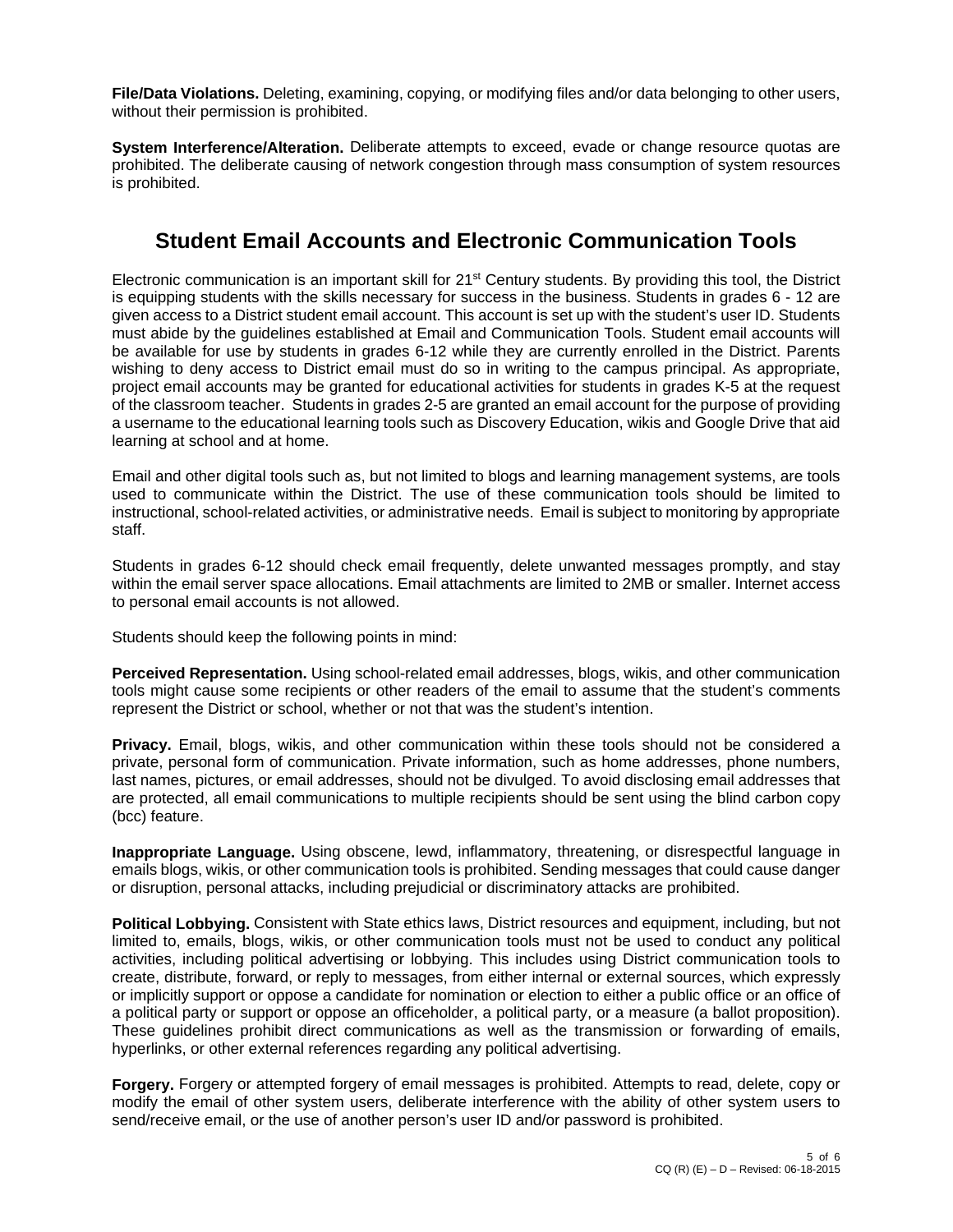**File/Data Violations.** Deleting, examining, copying, or modifying files and/or data belonging to other users, without their permission is prohibited.

**System Interference/Alteration.** Deliberate attempts to exceed, evade or change resource quotas are prohibited. The deliberate causing of network congestion through mass consumption of system resources is prohibited.

## Student Email Accounts and Electronic Communication Tools

Electronic communication is an important skill for 21st Century students. By providing this tool, the District is equipping students with the skills necessary for success in the business. Students in grades 6 - 12 are given access to a District student email account. This account is set up with the student's user ID. Students must abide by the guidelines established at Email and Communication Tools. Student email accounts will be available for use by students in grades 6-12 while they are currently enrolled in the District. Parents wishing to deny access to District email must do so in writing to the campus principal. As appropriate, project email accounts may be granted for educational activities for students in grades K-5 at the request of the classroom teacher. Students in grades 2-5 are granted an email account for the purpose of providing a username to the educational learning tools such as Discovery Education, wikis and Google Drive that aid learning at school and at home.

Email and other digital tools such as, but not limited to blogs and learning management systems, are tools used to communicate within the District. The use of these communication tools should be limited to instructional, school-related activities, or administrative needs. Email is subject to monitoring by appropriate staff.

Students in grades 6-12 should check email frequently, delete unwanted messages promptly, and stay within the email server space allocations. Email attachments are limited to 2MB or smaller. Internet access to personal email accounts is not allowed.

Students should keep the following points in mind:

**Perceived Representation.** Using school-related email addresses, blogs, wikis, and other communication tools might cause some recipients or other readers of the email to assume that the student's comments represent the District or school, whether or not that was the student's intention.

**Privacy.** Email, blogs, wikis, and other communication within these tools should not be considered a private, personal form of communication. Private information, such as home addresses, phone numbers, last names, pictures, or email addresses, should not be divulged. To avoid disclosing email addresses that are protected, all email communications to multiple recipients should be sent using the blind carbon copy (bcc) feature.

**Inappropriate Language.** Using obscene, lewd, inflammatory, threatening, or disrespectful language in emails blogs, wikis, or other communication tools is prohibited. Sending messages that could cause danger or disruption, personal attacks, including prejudicial or discriminatory attacks are prohibited.

**Political Lobbying.** Consistent with State ethics laws, District resources and equipment, including, but not limited to, emails, blogs, wikis, or other communication tools must not be used to conduct any political activities, including political advertising or lobbying. This includes using District communication tools to create, distribute, forward, or reply to messages, from either internal or external sources, which expressly or implicitly support or oppose a candidate for nomination or election to either a public office or an office of a political party or support or oppose an officeholder, a political party, or a measure (a ballot proposition). These guidelines prohibit direct communications as well as the transmission or forwarding of emails, hyperlinks, or other external references regarding any political advertising.

**Forgery.** Forgery or attempted forgery of email messages is prohibited. Attempts to read, delete, copy or modify the email of other system users, deliberate interference with the ability of other system users to send/receive email, or the use of another person's user ID and/or password is prohibited.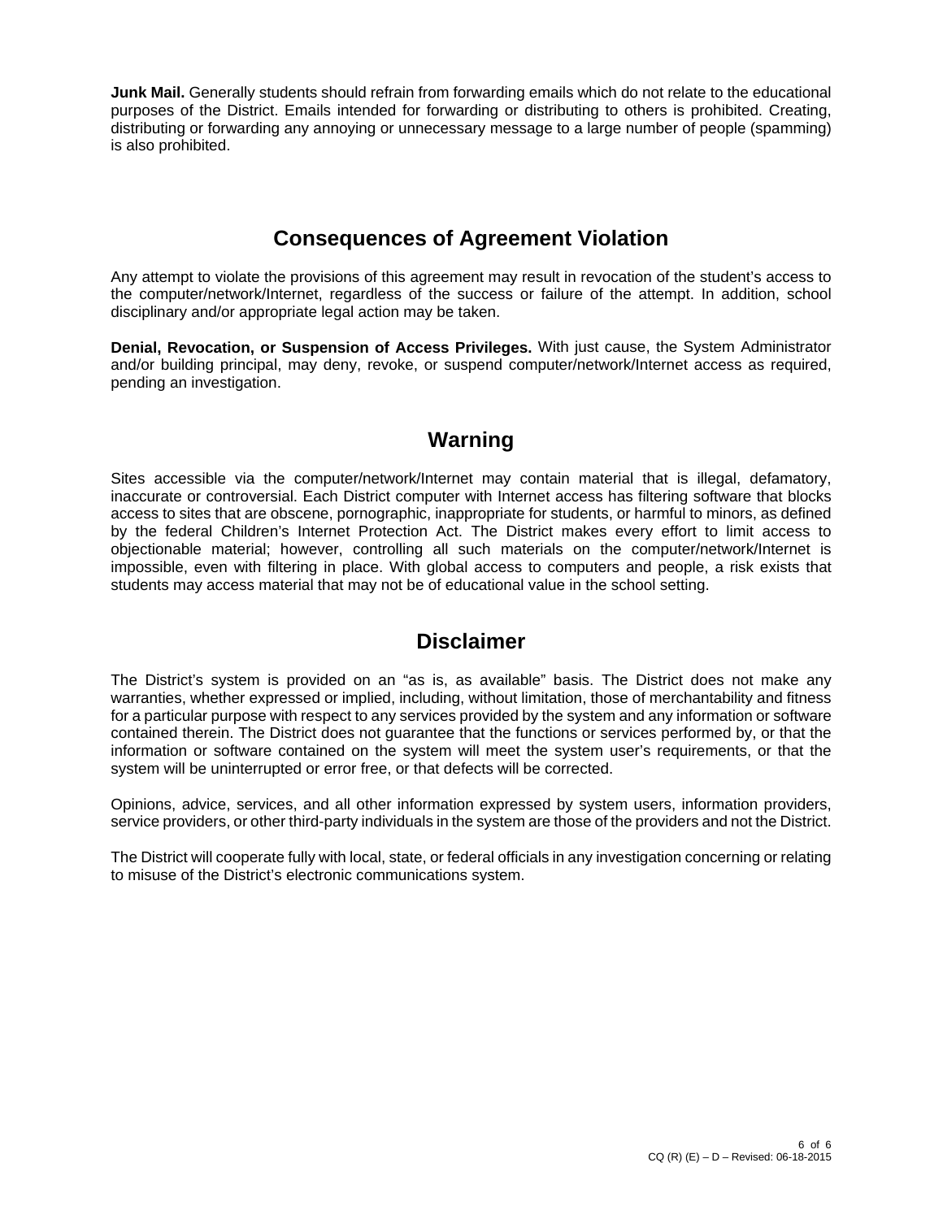**Junk Mail.** Generally students should refrain from forwarding emails which do not relate to the educational purposes of the District. Emails intended for forwarding or distributing to others is prohibited. Creating, distributing or forwarding any annoying or unnecessary message to a large number of people (spamming) is also prohibited.

## Consequences of Agreement Violation

Any attempt to violate the provisions of this agreement may result in revocation of the student's access to the computer/network/Internet, regardless of the success or failure of the attempt. In addition, school disciplinary and/or appropriate legal action may be taken.

**Denial, Revocation, or Suspension of Access Privileges.** With just cause, the System Administrator and/or building principal, may deny, revoke, or suspend computer/network/Internet access as required, pending an investigation.

## Warning

Sites accessible via the computer/network/Internet may contain material that is illegal, defamatory, inaccurate or controversial. Each District computer with Internet access has filtering software that blocks access to sites that are obscene, pornographic, inappropriate for students, or harmful to minors, as defined by the federal Children's Internet Protection Act. The District makes every effort to limit access to objectionable material; however, controlling all such materials on the computer/network/Internet is impossible, even with filtering in place. With global access to computers and people, a risk exists that students may access material that may not be of educational value in the school setting.

## Disclaimer

The District's system is provided on an "as is, as available" basis. The District does not make any warranties, whether expressed or implied, including, without limitation, those of merchantability and fitness for a particular purpose with respect to any services provided by the system and any information or software contained therein. The District does not guarantee that the functions or services performed by, or that the information or software contained on the system will meet the system user's requirements, or that the system will be uninterrupted or error free, or that defects will be corrected.

Opinions, advice, services, and all other information expressed by system users, information providers, service providers, or other third-party individuals in the system are those of the providers and not the District.

The District will cooperate fully with local, state, or federal officials in any investigation concerning or relating to misuse of the District's electronic communications system.